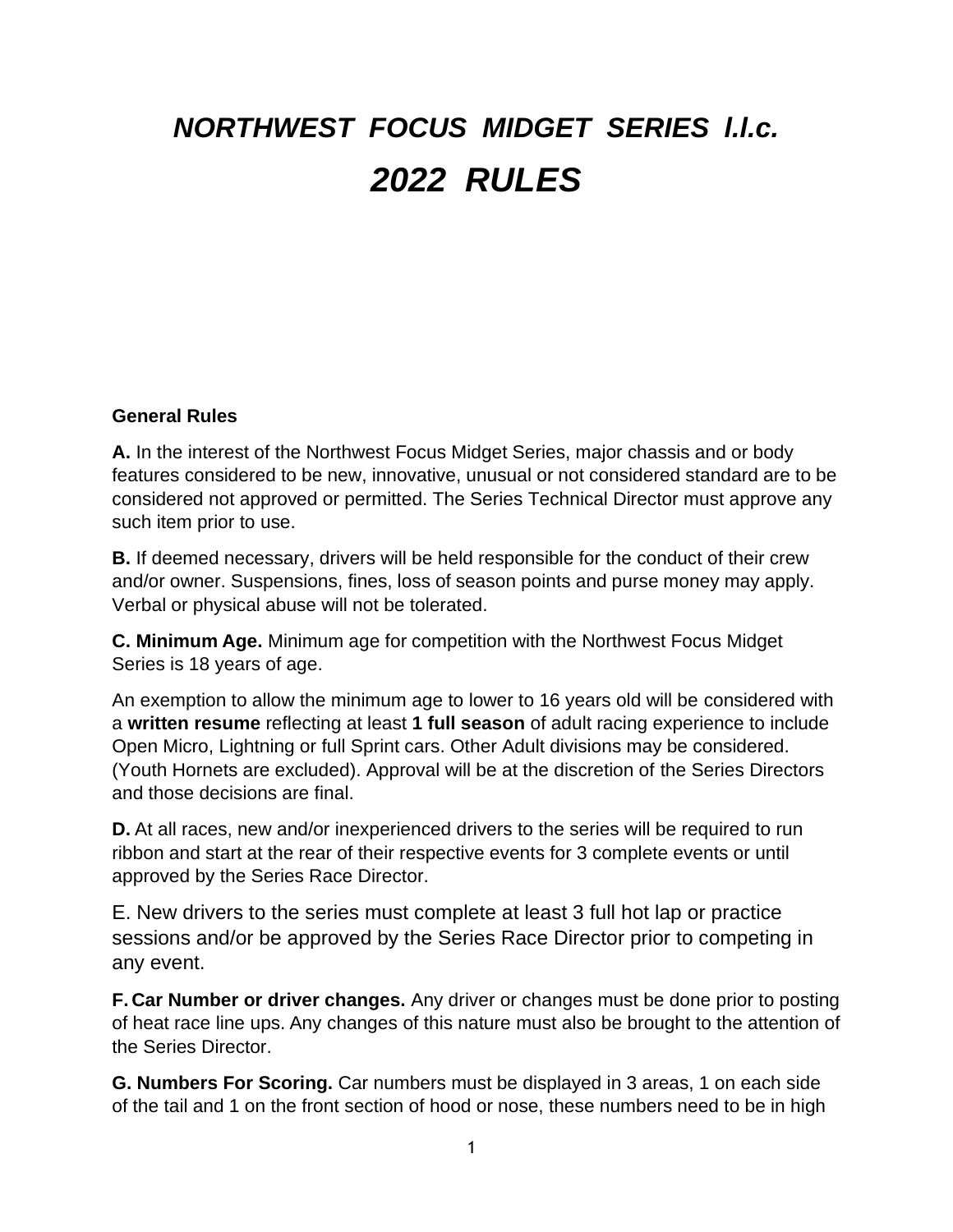# *NORTHWEST FOCUS MIDGET SERIES l.l.c.*

# *2022 RULES*

### General Rules

**A.** In the interest of the Northwest Focus Midget Series, major chassis and or body features considered to be new, innovative, unusual or not considered standard are to be considered not approved or permitted. The Series Technical Director must approve any such item prior to use.

**B.** If deemed necessary, drivers will be held responsible for the conduct of their crew and/or owner. Suspensions, fines, loss of season points and purse money may apply. Verbal or physical abuse will not be tolerated.

**C. Minimum Age.** Minimum age for competition with the Northwest Focus Midget Series is 18 years of age.

An exemption to allow the minimum age to lower to 16 years old will be considered with a **written resume** reflecting at least **1 full season** of adult racing experience to include Open Micro, Lightning or full Sprint cars. Other Adult divisions may be considered. (Youth Hornets are excluded). Approval will be at the discretion of the Series Directors and those decisions are final.

**D.** At all races, new and/or inexperienced drivers to the series will be required to run ribbon and start at the rear of their respective events for 3 complete events or until approved by the Series Race Director.

E. New drivers to the series must complete at least 3 full hot lap or practice sessions and/or be approved by the Series Race Director prior to competing in any event.

**F. Car Number or driver changes.** Any driver or changes must be done prior to posting of heat race line ups. Any changes of this nature must also be brought to the attention of the Series Director.

**G. Numbers For Scoring.** Car numbers must be displayed in 3 areas, 1 on each side of the tail and 1 on the front section of hood or nose, these numbers need to be in high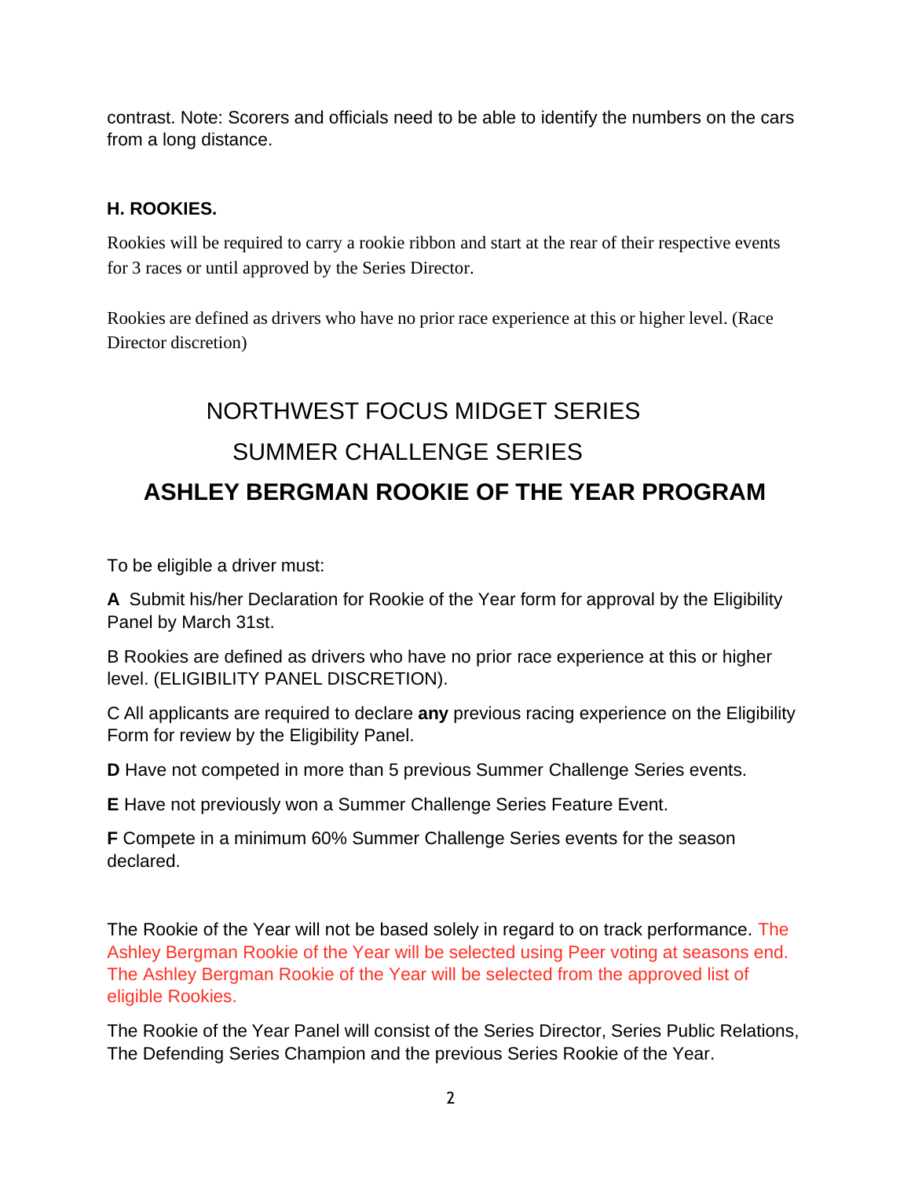contrast. Note: Scorers and officials need to be able to identify the numbers on the cars from a long distance.

### H. ROOKIES.

Rookies will be required to carry a rookie ribbon and start at the rear of their respective events for 3 races or until approved by the Series Director.

Rookies are defined as drivers who have no prior race experience at this or higher level. (Race Director discretion)

## NORTHWEST FOCUS MIDGET SERIES

## SUMMER CHALLENGE SERIES

## ASHLEY BERGMAN ROOKIE OF THE YEAR PROGRAM

To be eligible a driver must:

**A** Submit his/her Declaration for Rookie of the Year form for approval by the Eligibility Panel by March 31st.

B Rookies are defined as drivers who have no prior race experience at this or higher level. (ELIGIBILITY PANEL DISCRETION).

C All applicants are required to declare **any** previous racing experience on the Eligibility Form for review by the Eligibility Panel.

**D** Have not competed in more than 5 previous Summer Challenge Series events.

**E** Have not previously won a Summer Challenge Series Feature Event.

**F** Compete in a minimum 60% Summer Challenge Series events for the season declared.

The Rookie of the Year will not be based solely in regard to on track performance. The Ashley Bergman Rookie of the Year will be selected using Peer voting at seasons end. The Ashley Bergman Rookie of the Year will be selected from the approved list of eligible Rookies.

The Rookie of the Year Panel will consist of the Series Director, Series Public Relations, The Defending Series Champion and the previous Series Rookie of the Year.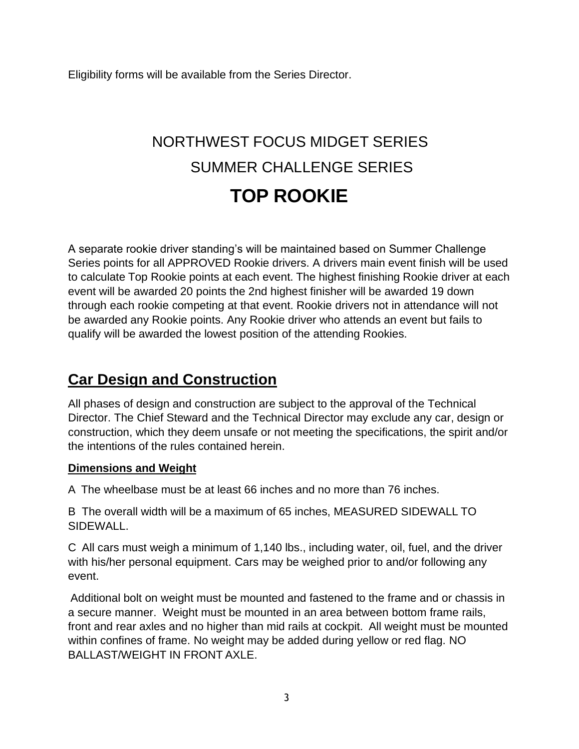Eligibility forms will be available from the Series Director.

# NORTHWEST FOCUS MIDGET SERIES

# SUMMER CHALLENGE SERIES

# TOP ROOKIE

A separate rookie driver standing's will be maintained based on Summer Challenge Series points for all APPROVED Rookie drivers. A drivers main event finish will be used to calculate Top Rookie points at each event. The highest finishing Rookie driver at each event will be awarded 20 points the 2nd highest finisher will be awarded 19 down through each rookie competing at that event. Rookie drivers not in attendance will not be awarded any Rookie points. Any Rookie driver who attends an event but fails to qualify will be awarded the lowest position of the attending Rookies.

## Car Design and Construction

All phases of design and construction are subject to the approval of the Technical Director. The Chief Steward and the Technical Director may exclude any car, design or construction, which they deem unsafe or not meeting the specifications, the spirit and/or the intentions of the rules contained herein.

### Dimensions and Weight

A The wheelbase must be at least 66 inches and no more than 76 inches.

B The overall width will be a maximum of 65 inches, MEASURED SIDEWALL TO SIDEWALL.

C All cars must weigh a minimum of 1,140 lbs., including water, oil, fuel, and the driver with his/her personal equipment. Cars may be weighed prior to and/or following any event.

Additional bolt on weight must be mounted and fastened to the frame and or chassis in a secure manner. Weight must be mounted in an area between bottom frame rails, front and rear axles and no higher than mid rails at cockpit. All weight must be mounted within confines of frame. No weight may be added during yellow or red flag. NO BALLAST/WEIGHT IN FRONT AXLE.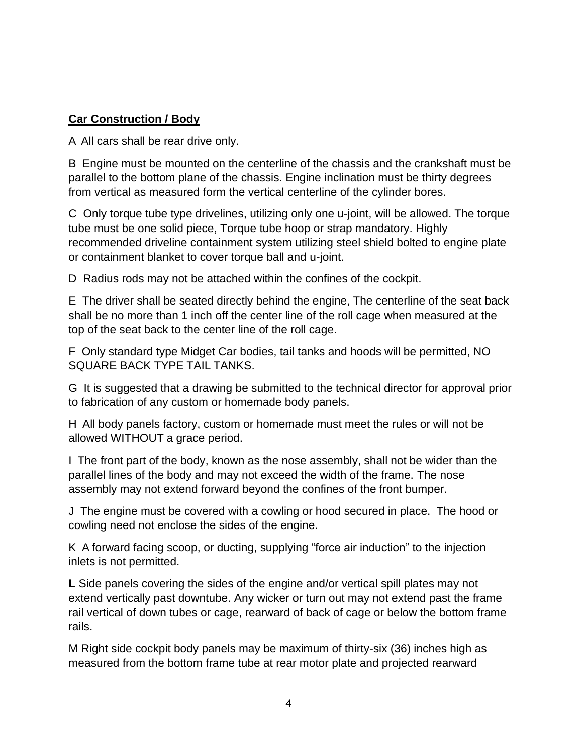**Car Construction / Body**

A All cars shall be rear drive only.

B Engine must be mounted on the centerline of the chassis and the crankshaft must be parallel to the bottom plane of the chassis. Engine inclination must be thirty degrees from vertical as measured form the vertical centerline of the cylinder bores.

C Only torque tube type drivelines, utilizing only one u-joint, will be allowed. The torque tube must be one solid piece, Torque tube hoop or strap mandatory. Highly recommended driveline containment system utilizing steel shield bolted to engine plate or containment blanket to cover torque ball and u-joint.

D Radius rods may not be attached within the confines of the cockpit.

E The driver shall be seated directly behind the engine, The centerline of the seat back shall be no more than 1 inch off the center line of the roll cage when measured at the top of the seat back to the center line of the roll cage.

F Only standard type Midget Car bodies, tail tanks and hoods will be permitted, NO SQUARE BACK TYPE TAIL TANKS.

G It is suggested that a drawing be submitted to the technical director for approval prior to fabrication of any custom or homemade body panels.

H All body panels factory, custom or homemade must meet the rules or will not be allowed WITHOUT a grace period.

I The front part of the body, known as the nose assembly, shall not be wider than the parallel lines of the body and may not exceed the width of the frame. The nose assembly may not extend forward beyond the confines of the front bumper.

J The engine must be covered with a cowling or hood secured in place. The hood or cowling need not enclose the sides of the engine.

K A forward facing scoop, or ducting, supplying "force air induction" to the injection inlets is not permitted.

**L** Side panels covering the sides of the engine and/or vertical spill plates may not extend vertically past downtube. Any wicker or turn out may not extend past the frame rail vertical of down tubes or cage, rearward of back of cage or below the bottom frame rails.

M Right side cockpit body panels may be maximum of thirty-six (36) inches high as measured from the bottom frame tube at rear motor plate and projected rearward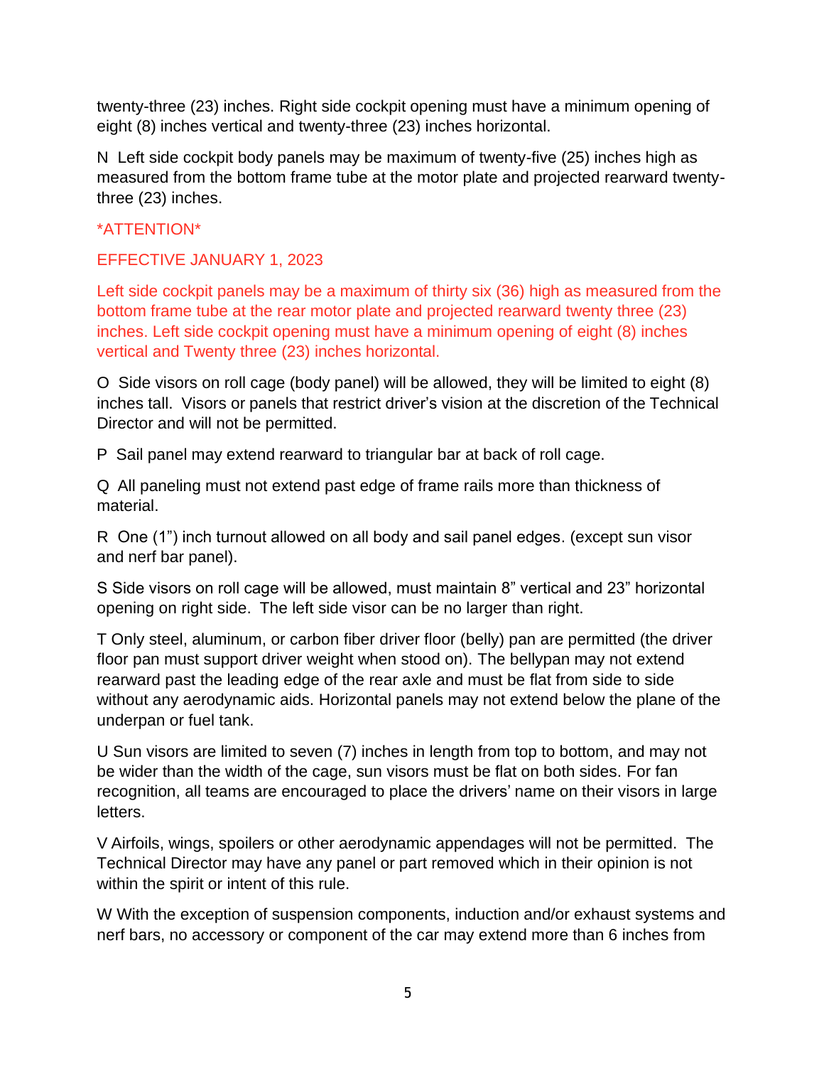twenty-three (23) inches. Right side cockpit opening must have a minimum opening of eight (8) inches vertical and twenty-three (23) inches horizontal.

N  Left side cockpit body panels may be maximum of twenty-five (25) inches high as measured from the bottom frame tube at the motor plate and projected rearward twenty-three (23) inches.

*ATTENTION*

EFFECTIVE JANUARY 1, 2023

Left side cockpit panels may be a maximum of thirty six (36) high as measured from the bottom frame tube at the rear motor plate and projected rearward twenty three (23) inches. Left side cockpit opening must have a minimum opening of eight (8) inches vertical and Twenty three (23) inches horizontal.

O  Side visors on roll cage (body panel) will be allowed, they will be limited to eight (8) inches tall.  Visors or panels that restrict driver's vision at the discretion of the Technical Director and will not be permitted.

P  Sail panel may extend rearward to triangular bar at back of roll cage.

Q  All paneling must not extend past edge of frame rails more than thickness of material.

R  One (1") inch turnout allowed on all body and sail panel edges. (except sun visor and nerf bar panel).

S Side visors on roll cage will be allowed, must maintain 8" vertical and 23" horizontal opening on right side.  The left side visor can be no larger than right.

T Only steel, aluminum, or carbon fiber driver floor (belly) pan are permitted (the driver floor pan must support driver weight when stood on). The bellypan may not extend rearward past the leading edge of the rear axle and must be flat from side to side without any aerodynamic aids. Horizontal panels may not extend below the plane of the underpan or fuel tank.

U Sun visors are limited to seven (7) inches in length from top to bottom, and may not be wider than the width of the cage, sun visors must be flat on both sides. For fan recognition, all teams are encouraged to place the drivers' name on their visors in large letters.

V Airfoils, wings, spoilers or other aerodynamic appendages will not be permitted.  The Technical Director may have any panel or part removed which in their opinion is not within the spirit or intent of this rule.

W With the exception of suspension components, induction and/or exhaust systems and nerf bars, no accessory or component of the car may extend more than 6 inches from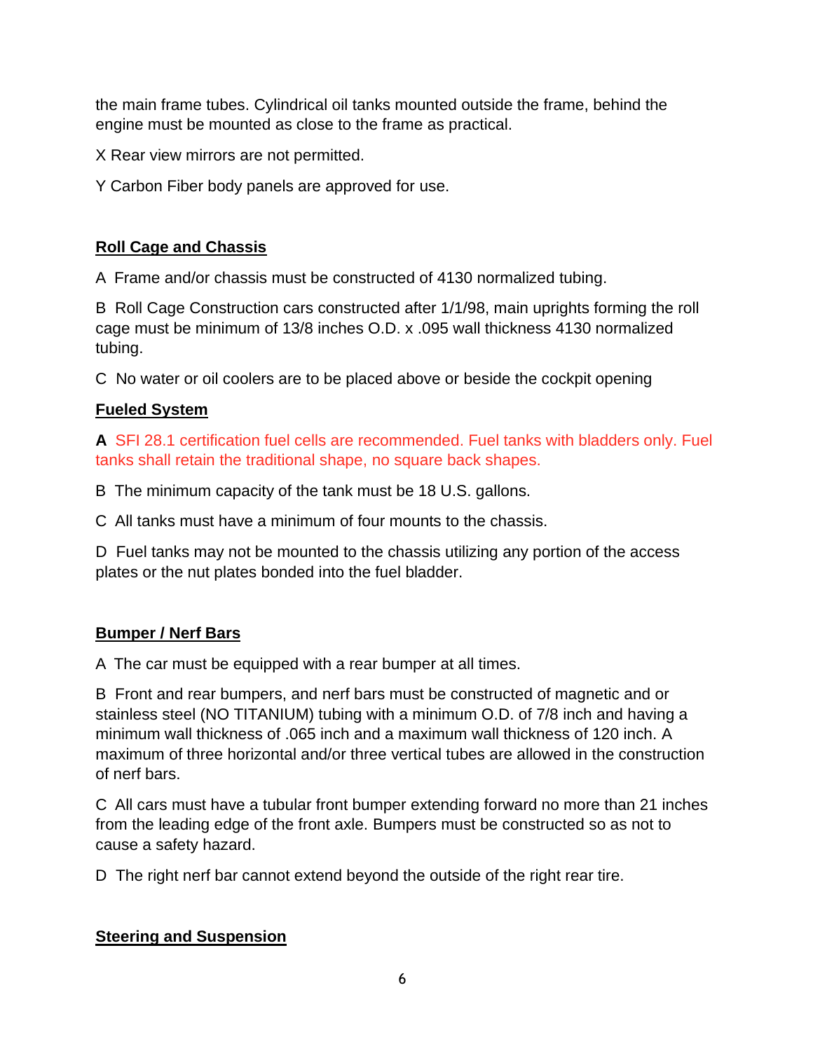the main frame tubes. Cylindrical oil tanks mounted outside the frame, behind the engine must be mounted as close to the frame as practical.

X Rear view mirrors are not permitted.

Y Carbon Fiber body panels are approved for use.

## Roll Cage and Chassis

A Frame and/or chassis must be constructed of 4130 normalized tubing.

B Roll Cage Construction cars constructed after 1/1/98, main uprights forming the roll cage must be minimum of 13/8 inches O.D. x .095 wall thickness 4130 normalized tubing.

C No water or oil coolers are to be placed above or beside the cockpit opening

## Fueled System

**A** SFI 28.1 certification fuel cells are recommended. Fuel tanks with bladders only. Fuel tanks shall retain the traditional shape, no square back shapes.

B The minimum capacity of the tank must be 18 U.S. gallons.

C All tanks must have a minimum of four mounts to the chassis.

D Fuel tanks may not be mounted to the chassis utilizing any portion of the access plates or the nut plates bonded into the fuel bladder.

## Bumper / Nerf Bars

A The car must be equipped with a rear bumper at all times.

B Front and rear bumpers, and nerf bars must be constructed of magnetic and or stainless steel (NO TITANIUM) tubing with a minimum O.D. of 7/8 inch and having a minimum wall thickness of .065 inch and a maximum wall thickness of 120 inch. A maximum of three horizontal and/or three vertical tubes are allowed in the construction of nerf bars.

C All cars must have a tubular front bumper extending forward no more than 21 inches from the leading edge of the front axle. Bumpers must be constructed so as not to cause a safety hazard.

D The right nerf bar cannot extend beyond the outside of the right rear tire.

## Steering and Suspension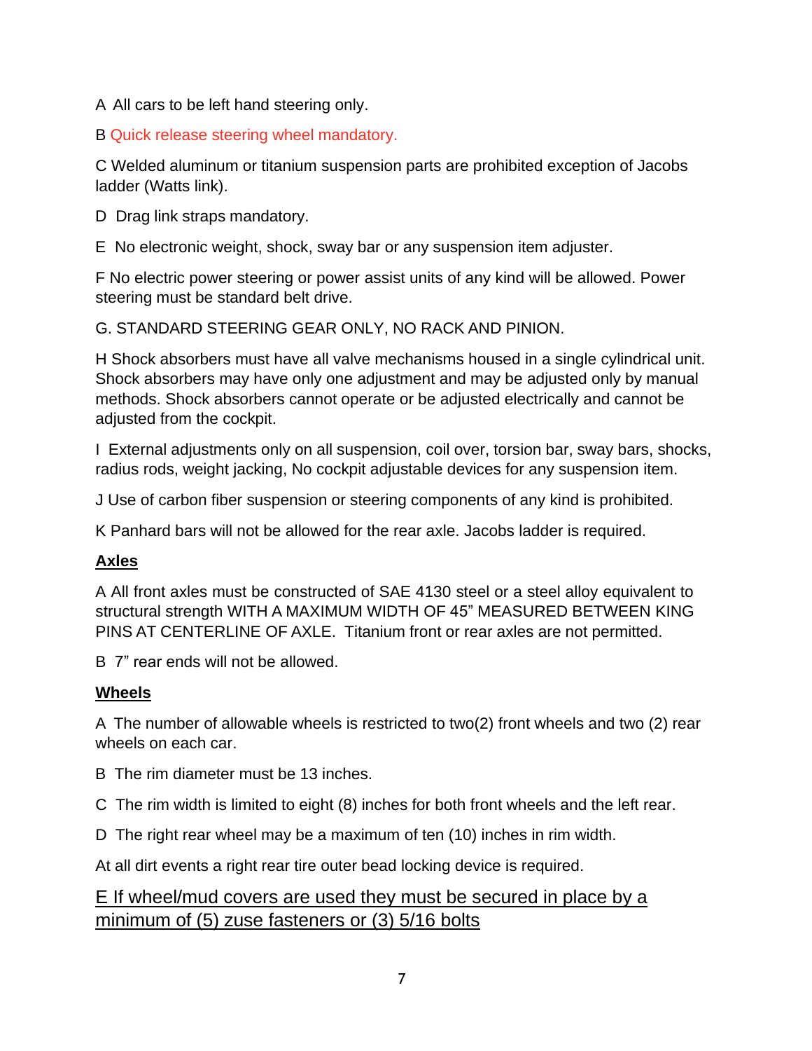A All cars to be left hand steering only.

B Quick release steering wheel mandatory.

C Welded aluminum or titanium suspension parts are prohibited exception of Jacobs ladder (Watts link).

D Drag link straps mandatory.

E No electronic weight, shock, sway bar or any suspension item adjuster.

F No electric power steering or power assist units of any kind will be allowed. Power steering must be standard belt drive.

G. STANDARD STEERING GEAR ONLY, NO RACK AND PINION.

H Shock absorbers must have all valve mechanisms housed in a single cylindrical unit. Shock absorbers may have only one adjustment and may be adjusted only by manual methods. Shock absorbers cannot operate or be adjusted electrically and cannot be adjusted from the cockpit.

I External adjustments only on all suspension, coil over, torsion bar, sway bars, shocks, radius rods, weight jacking, No cockpit adjustable devices for any suspension item.

J Use of carbon fiber suspension or steering components of any kind is prohibited.

K Panhard bars will not be allowed for the rear axle. Jacobs ladder is required.

**Axles**

A All front axles must be constructed of SAE 4130 steel or a steel alloy equivalent to structural strength WITH A MAXIMUM WIDTH OF 45" MEASURED BETWEEN KING PINS AT CENTERLINE OF AXLE. Titanium front or rear axles are not permitted.

B 7" rear ends will not be allowed.

**Wheels**

A The number of allowable wheels is restricted to two(2) front wheels and two (2) rear wheels on each car.

B The rim diameter must be 13 inches.

C The rim width is limited to eight (8) inches for both front wheels and the left rear.

D The right rear wheel may be a maximum of ten (10) inches in rim width.

At all dirt events a right rear tire outer bead locking device is required.

E If wheel/mud covers are used they must be secured in place by a minimum of (5) zuse fasteners or (3) 5/16 bolts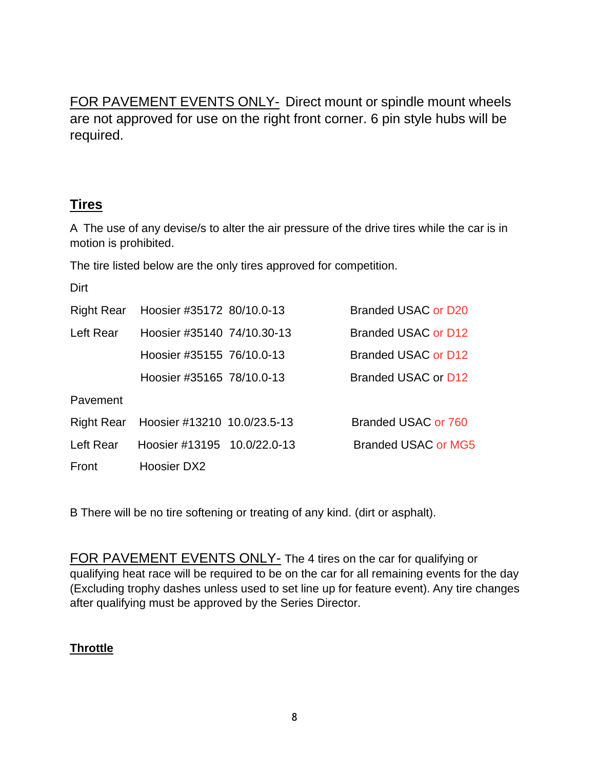FOR PAVEMENT EVENTS ONLY- Direct mount or spindle mount wheels are not approved for use on the right front corner. 6 pin style hubs will be required.

## Tires

A The use of any devise/s to alter the air pressure of the drive tires while the car is in motion is prohibited.

The tire listed below are the only tires approved for competition.

| Dirt | | | |
|---|---|---|---|
| Right Rear | Hoosier #35172 | 80/10.0-13 | Branded USAC or D20 |
| Left Rear | Hoosier #35140 | 74/10.30-13 | Branded USAC or D12 |
| | Hoosier #35155 | 76/10.0-13 | Branded USAC or D12 |
| | Hoosier #35165 | 78/10.0-13 | Branded USAC or D12 |
| **Pavement** | | | |
| Right Rear | Hoosier #13210 | 10.0/23.5-13 | Branded USAC or 760 |
| Left Rear | Hoosier #13195 | 10.0/22.0-13 | Branded USAC or MG5 |
| Front | Hoosier DX2 | | |

B There will be no tire softening or treating of any kind. (dirt or asphalt).

FOR PAVEMENT EVENTS ONLY- The 4 tires on the car for qualifying or qualifying heat race will be required to be on the car for all remaining events for the day (Excluding trophy dashes unless used to set line up for feature event). Any tire changes after qualifying must be approved by the Series Director.

## Throttle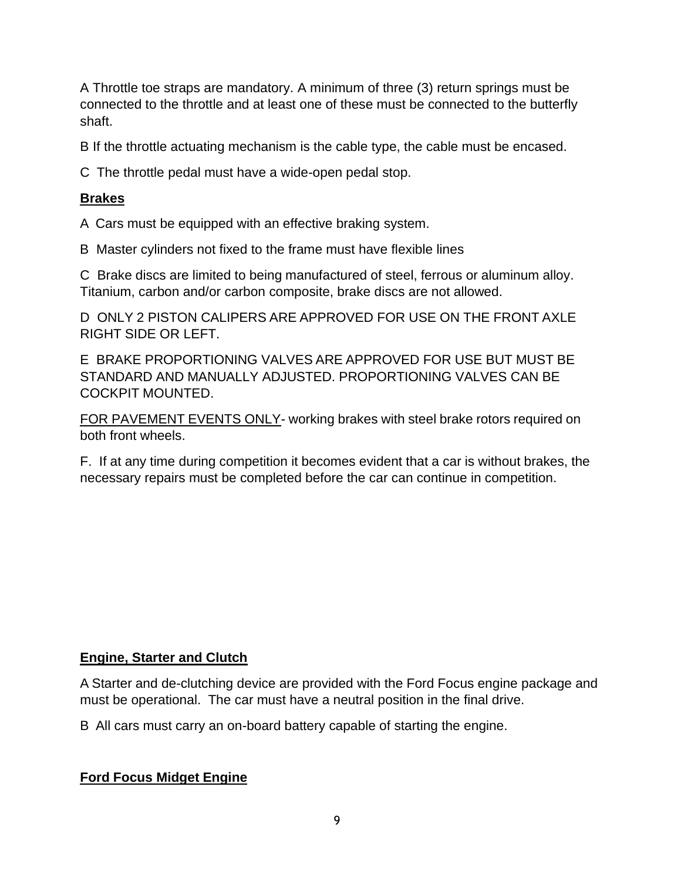A Throttle toe straps are mandatory. A minimum of three (3) return springs must be connected to the throttle and at least one of these must be connected to the butterfly shaft.

B If the throttle actuating mechanism is the cable type, the cable must be encased.

C The throttle pedal must have a wide-open pedal stop.

## **Brakes**

A Cars must be equipped with an effective braking system.

B Master cylinders not fixed to the frame must have flexible lines

C Brake discs are limited to being manufactured of steel, ferrous or aluminum alloy. Titanium, carbon and/or carbon composite, brake discs are not allowed.

D ONLY 2 PISTON CALIPERS ARE APPROVED FOR USE ON THE FRONT AXLE RIGHT SIDE OR LEFT.

E BRAKE PROPORTIONING VALVES ARE APPROVED FOR USE BUT MUST BE STANDARD AND MANUALLY ADJUSTED. PROPORTIONING VALVES CAN BE COCKPIT MOUNTED.

<u>FOR PAVEMENT EVENTS ONLY</u>- working brakes with steel brake rotors required on both front wheels.

F. If at any time during competition it becomes evident that a car is without brakes, the necessary repairs must be completed before the car can continue in competition.

## **Engine, Starter and Clutch**

A Starter and de-clutching device are provided with the Ford Focus engine package and must be operational. The car must have a neutral position in the final drive.

B All cars must carry an on-board battery capable of starting the engine.

## **Ford Focus Midget Engine**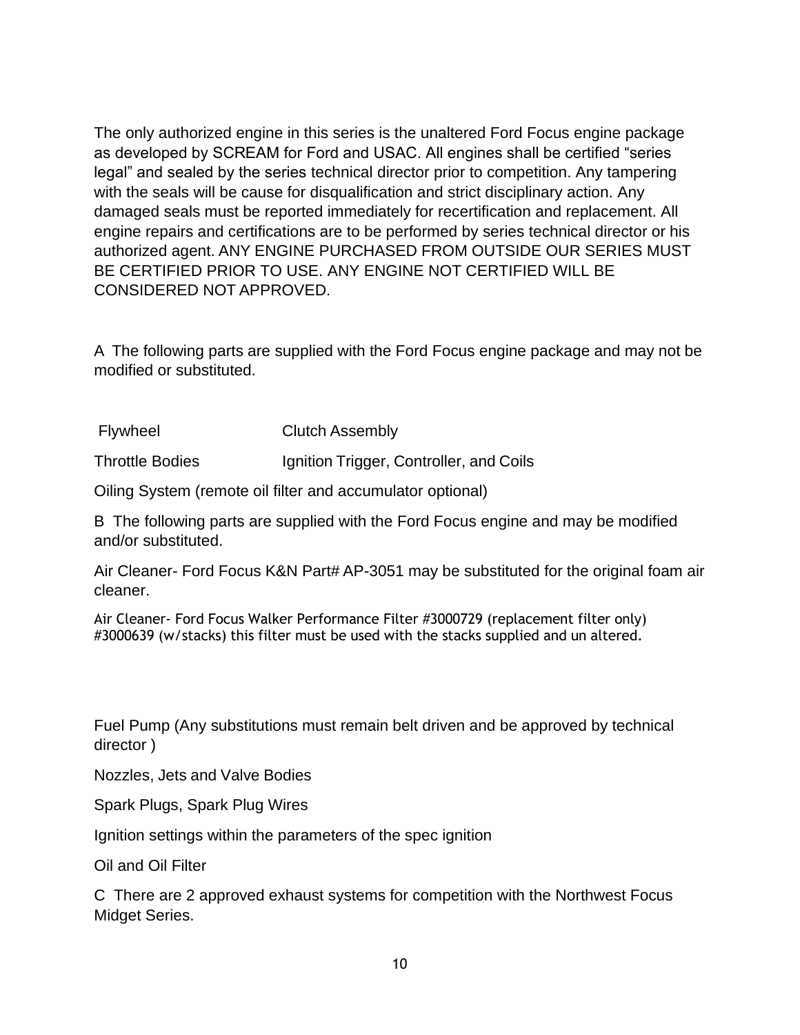The only authorized engine in this series is the unaltered Ford Focus engine package as developed by SCREAM for Ford and USAC. All engines shall be certified “series legal” and sealed by the series technical director prior to competition. Any tampering with the seals will be cause for disqualification and strict disciplinary action. Any damaged seals must be reported immediately for recertification and replacement. All engine repairs and certifications are to be performed by series technical director or his authorized agent. ANY ENGINE PURCHASED FROM OUTSIDE OUR SERIES MUST BE CERTIFIED PRIOR TO USE. ANY ENGINE NOT CERTIFIED WILL BE CONSIDERED NOT APPROVED.

A The following parts are supplied with the Ford Focus engine package and may not be modified or substituted.

| | |
|---|---|
| Flywheel | Clutch Assembly |
| Throttle Bodies | Ignition Trigger, Controller, and Coils |

Oiling System (remote oil filter and accumulator optional)

B The following parts are supplied with the Ford Focus engine and may be modified and/or substituted.

Air Cleaner- Ford Focus K&N Part# AP-3051 may be substituted for the original foam air cleaner.

Air Cleaner- Ford Focus Walker Performance Filter #3000729 (replacement filter only) #3000639 (w/stacks) this filter must be used with the stacks supplied and un altered.

Fuel Pump (Any substitutions must remain belt driven and be approved by technical director )

Nozzles, Jets and Valve Bodies

Spark Plugs, Spark Plug Wires

Ignition settings within the parameters of the spec ignition

Oil and Oil Filter

C There are 2 approved exhaust systems for competition with the Northwest Focus Midget Series.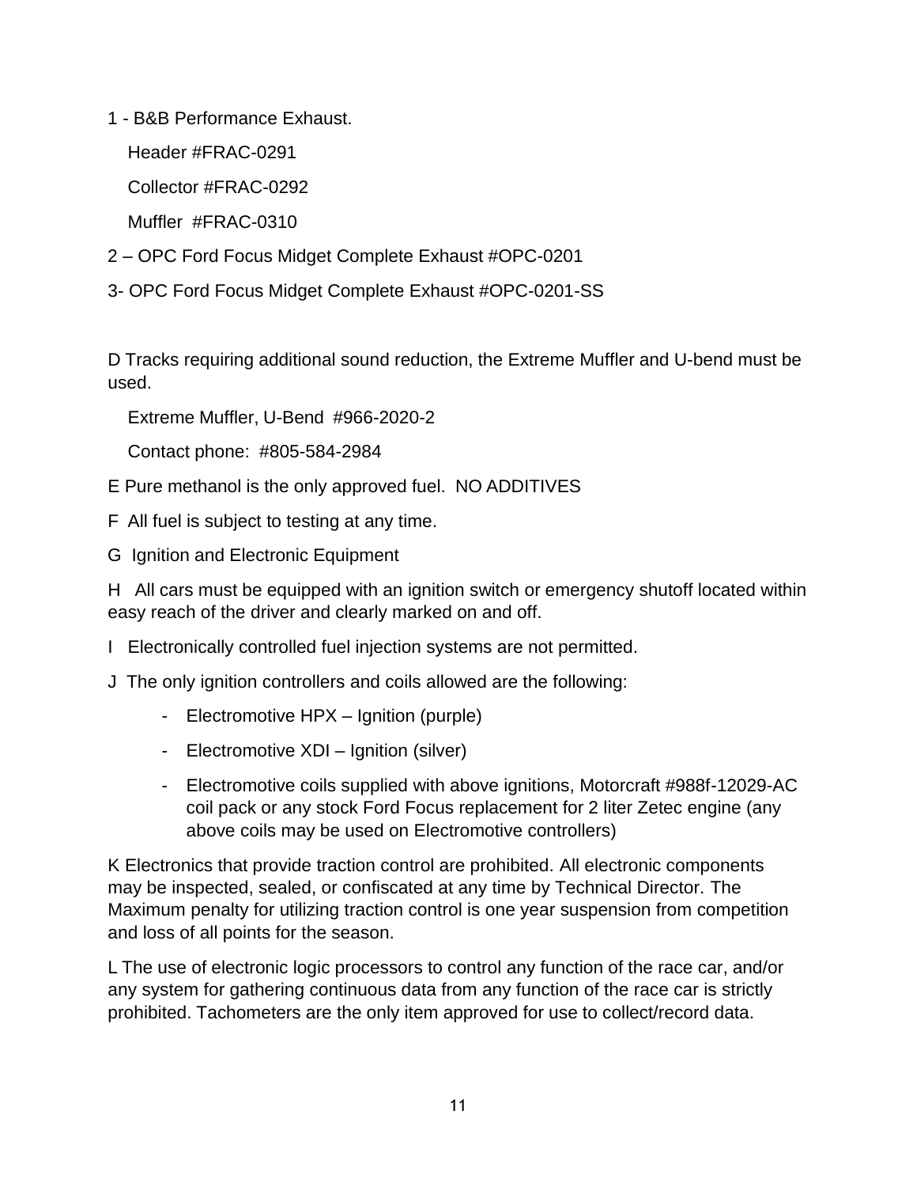1 - B&B Performance Exhaust.

Header #FRAC-0291

Collector #FRAC-0292

Muffler #FRAC-0310

2 – OPC Ford Focus Midget Complete Exhaust #OPC-0201

3- OPC Ford Focus Midget Complete Exhaust #OPC-0201-SS

D Tracks requiring additional sound reduction, the Extreme Muffler and U-bend must be used.

Extreme Muffler, U-Bend #966-2020-2

Contact phone: #805-584-2984

E Pure methanol is the only approved fuel. NO ADDITIVES

F All fuel is subject to testing at any time.

G Ignition and Electronic Equipment

H All cars must be equipped with an ignition switch or emergency shutoff located within easy reach of the driver and clearly marked on and off.

I Electronically controlled fuel injection systems are not permitted.

J The only ignition controllers and coils allowed are the following:

- Electromotive HPX – Ignition (purple)
- Electromotive XDI – Ignition (silver)
- Electromotive coils supplied with above ignitions, Motorcraft #988f-12029-AC coil pack or any stock Ford Focus replacement for 2 liter Zetec engine (any above coils may be used on Electromotive controllers)

K Electronics that provide traction control are prohibited. All electronic components may be inspected, sealed, or confiscated at any time by Technical Director. The Maximum penalty for utilizing traction control is one year suspension from competition and loss of all points for the season.

L The use of electronic logic processors to control any function of the race car, and/or any system for gathering continuous data from any function of the race car is strictly prohibited. Tachometers are the only item approved for use to collect/record data.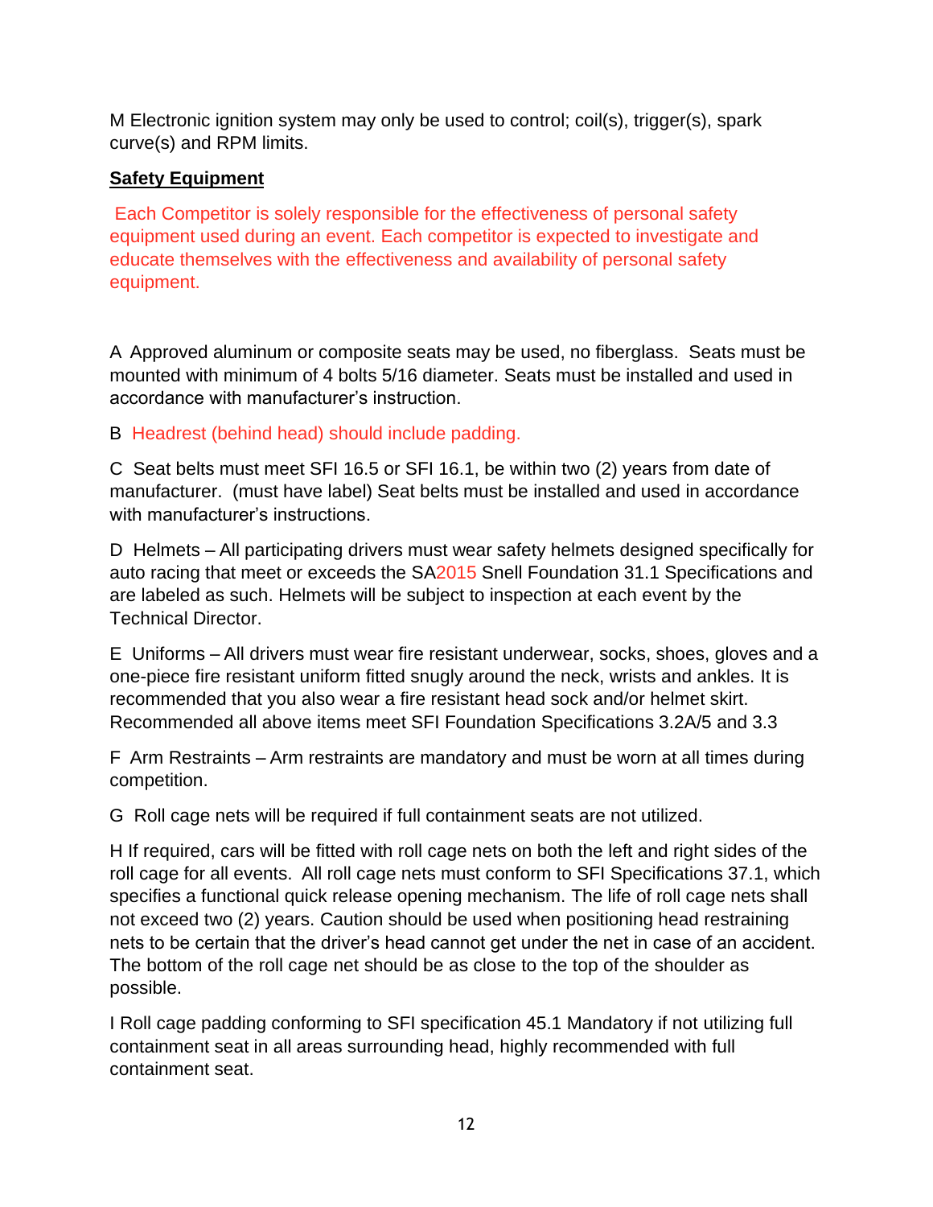M Electronic ignition system may only be used to control; coil(s), trigger(s), spark curve(s) and RPM limits.

**Safety Equipment**

Each Competitor is solely responsible for the effectiveness of personal safety equipment used during an event. Each competitor is expected to investigate and educate themselves with the effectiveness and availability of personal safety equipment.

A Approved aluminum or composite seats may be used, no fiberglass. Seats must be mounted with minimum of 4 bolts 5/16 diameter. Seats must be installed and used in accordance with manufacturer's instruction.

B Headrest (behind head) should include padding.

C Seat belts must meet SFI 16.5 or SFI 16.1, be within two (2) years from date of manufacturer. (must have label) Seat belts must be installed and used in accordance with manufacturer's instructions.

D Helmets – All participating drivers must wear safety helmets designed specifically for auto racing that meet or exceeds the SA2015 Snell Foundation 31.1 Specifications and are labeled as such. Helmets will be subject to inspection at each event by the Technical Director.

E Uniforms – All drivers must wear fire resistant underwear, socks, shoes, gloves and a one-piece fire resistant uniform fitted snugly around the neck, wrists and ankles. It is recommended that you also wear a fire resistant head sock and/or helmet skirt. Recommended all above items meet SFI Foundation Specifications 3.2A/5 and 3.3

F Arm Restraints – Arm restraints are mandatory and must be worn at all times during competition.

G Roll cage nets will be required if full containment seats are not utilized.

H If required, cars will be fitted with roll cage nets on both the left and right sides of the roll cage for all events. All roll cage nets must conform to SFI Specifications 37.1, which specifies a functional quick release opening mechanism. The life of roll cage nets shall not exceed two (2) years. Caution should be used when positioning head restraining nets to be certain that the driver's head cannot get under the net in case of an accident. The bottom of the roll cage net should be as close to the top of the shoulder as possible.

I Roll cage padding conforming to SFI specification 45.1 Mandatory if not utilizing full containment seat in all areas surrounding head, highly recommended with full containment seat.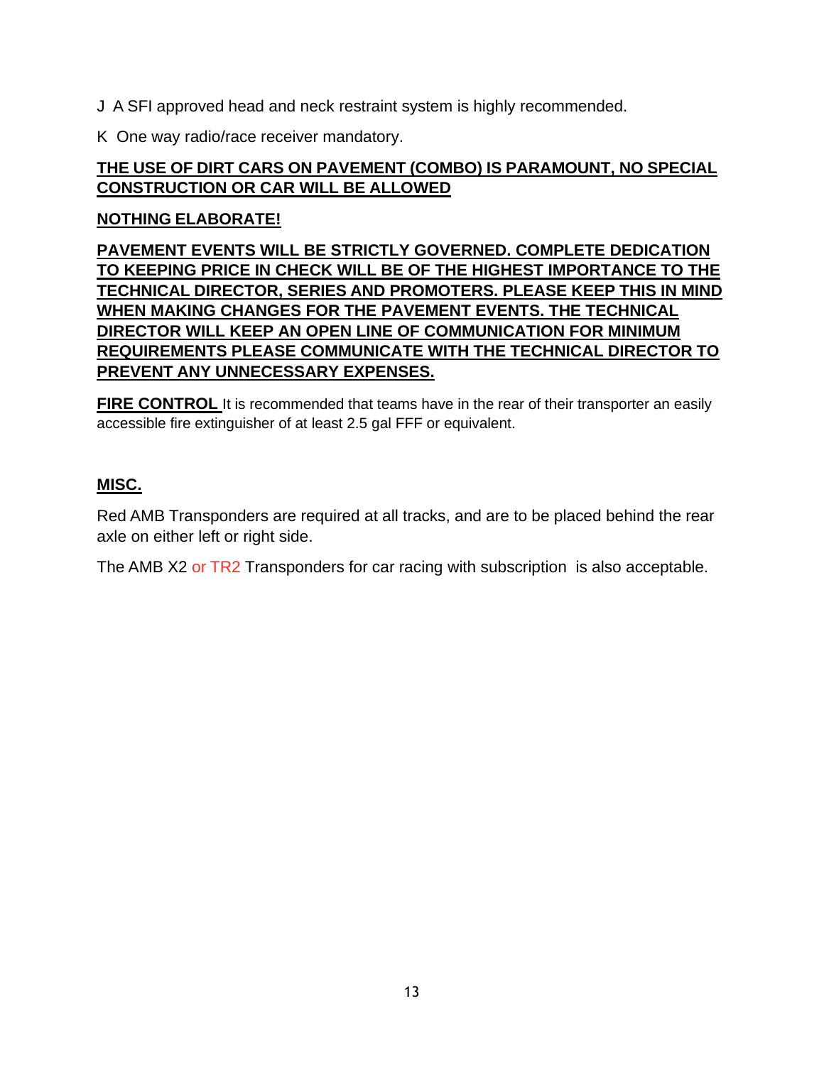J  A SFI approved head and neck restraint system is highly recommended.

K  One way radio/race receiver mandatory.

**THE USE OF DIRT CARS ON PAVEMENT (COMBO) IS PARAMOUNT, NO SPECIAL CONSTRUCTION OR CAR WILL BE ALLOWED**

**NOTHING ELABORATE!**

**PAVEMENT EVENTS WILL BE STRICTLY GOVERNED. COMPLETE DEDICATION TO KEEPING PRICE IN CHECK WILL BE OF THE HIGHEST IMPORTANCE TO THE TECHNICAL DIRECTOR, SERIES AND PROMOTERS. PLEASE KEEP THIS IN MIND WHEN MAKING CHANGES FOR THE PAVEMENT EVENTS. THE TECHNICAL DIRECTOR WILL KEEP AN OPEN LINE OF COMMUNICATION FOR MINIMUM REQUIREMENTS PLEASE COMMUNICATE WITH THE TECHNICAL DIRECTOR TO PREVENT ANY UNNECESSARY EXPENSES.**

**FIRE CONTROL** It is recommended that teams have in the rear of their transporter an easily accessible fire extinguisher of at least 2.5 gal FFF or equivalent.

## MISC.

Red AMB Transponders are required at all tracks, and are to be placed behind the rear axle on either left or right side.

The AMB X2 or TR2 Transponders for car racing with subscription is also acceptable.